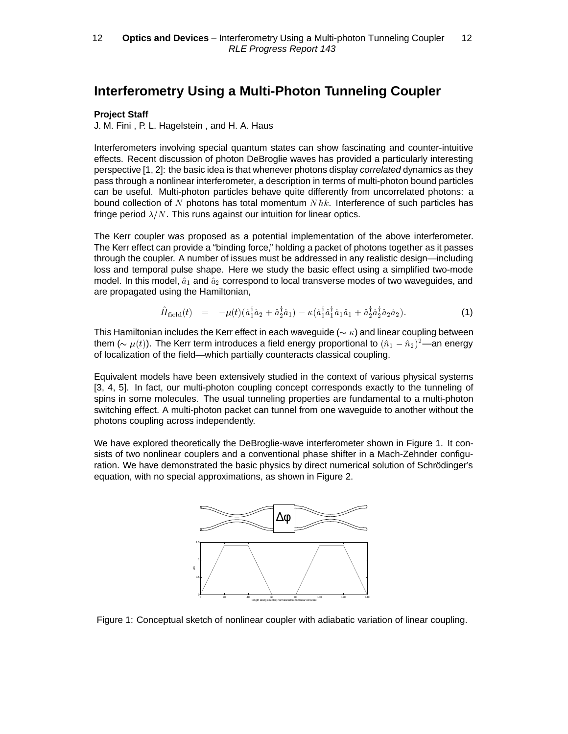# Interferometry Using a Multi-Photon Tunneling Coupler

**Project Staff**

J. M. Fini , P. L. Hagelstein , and H. A. Haus

Interferometers involving special quantum states can show fascinating and counter-intuitive effects. Recent discussion of photon DeBroglie waves has provided a particularly interesting perspective [1, 2]: the basic idea is that whenever photons display *correlated* dynamics as they pass through a nonlinear interferometer, a description in terms of multi-photon bound particles can be useful. Multi-photon particles behave quite differently from uncorrelated photons: a bound collection of $N$ photons has total momentum $N\hbar k$. Interference of such particles has fringe period $\lambda/N$. This runs against our intuition for linear optics.

The Kerr coupler was proposed as a potential implementation of the above interferometer. The Kerr effect can provide a "binding force," holding a packet of photons together as it passes through the coupler. A number of issues must be addressed in any realistic design—including loss and temporal pulse shape. Here we study the basic effect using a simplified two-mode model. In this model, $\hat{a}_1$ and $\hat{a}_2$ correspond to local transverse modes of two waveguides, and are propagated using the Hamiltonian,

$$\hat{H}_{\text{field}}(t) \quad = \quad -\mu(t)(\hat{a}_1^\dagger \hat{a}_2 + \hat{a}_2^\dagger \hat{a}_1) - \kappa(\hat{a}_1^\dagger \hat{a}_1^\dagger \hat{a}_1 \hat{a}_1 + \hat{a}_2^\dagger \hat{a}_2^\dagger \hat{a}_2 \hat{a}_2). \tag{1}$$

This Hamiltonian includes the Kerr effect in each waveguide ($\sim \kappa$) and linear coupling between them ($\sim \mu(t)$). The Kerr term introduces a field energy proportional to $(\hat{n}_1 - \hat{n}_2)^2$—an energy of localization of the field—which partially counteracts classical coupling.

Equivalent models have been extensively studied in the context of various physical systems [3, 4, 5]. In fact, our multi-photon coupling concept corresponds exactly to the tunneling of spins in some molecules. The usual tunneling properties are fundamental to a multi-photon switching effect. A multi-photon packet can tunnel from one waveguide to another without the photons coupling across independently.

We have explored theoretically the DeBroglie-wave interferometer shown in Figure 1. It consists of two nonlinear couplers and a conventional phase shifter in a Mach-Zehnder configuration. We have demonstrated the basic physics by direct numerical solution of Schrödinger's equation, with no special approximations, as shown in Figure 2.

Δφ

μ/κ

length along coupler; normalized to nonlinear constant

Figure 1: Conceptual sketch of nonlinear coupler with adiabatic variation of linear coupling.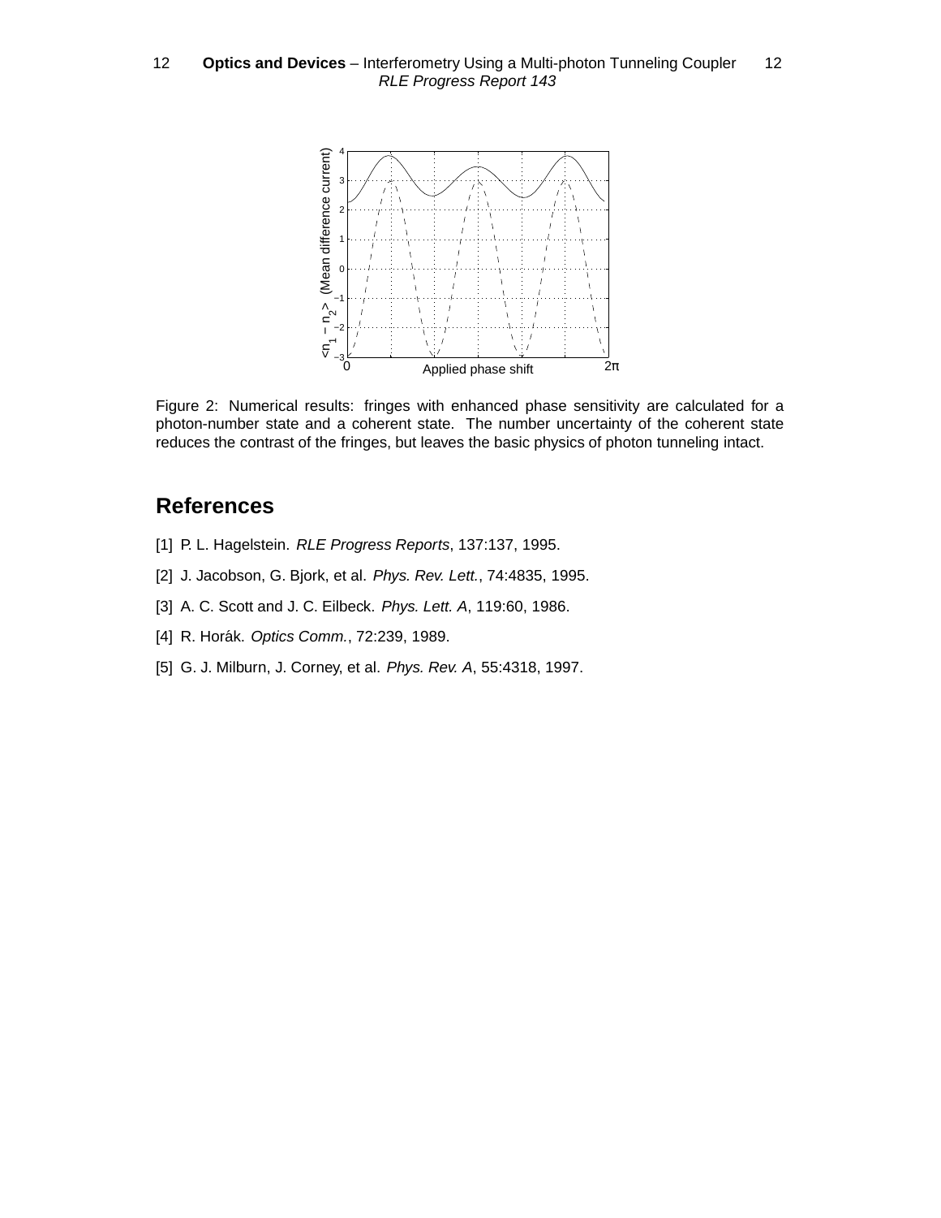4
3
2
1
0
−1
−2
−3
$<n_1 - n_2>$ (Mean difference current)
0
Applied phase shift
2π

Figure 2: Numerical results: fringes with enhanced phase sensitivity are calculated for a photon-number state and a coherent state. The number uncertainty of the coherent state reduces the contrast of the fringes, but leaves the basic physics of photon tunneling intact.

## References

[1] P. L. Hagelstein. *RLE Progress Reports*, 137:137, 1995.

[2] J. Jacobson, G. Bjork, et al. *Phys. Rev. Lett.*, 74:4835, 1995.

[3] A. C. Scott and J. C. Eilbeck. *Phys. Lett. A*, 119:60, 1986.

[4] R. Horák. *Optics Comm.*, 72:239, 1989.

[5] G. J. Milburn, J. Corney, et al. *Phys. Rev. A*, 55:4318, 1997.